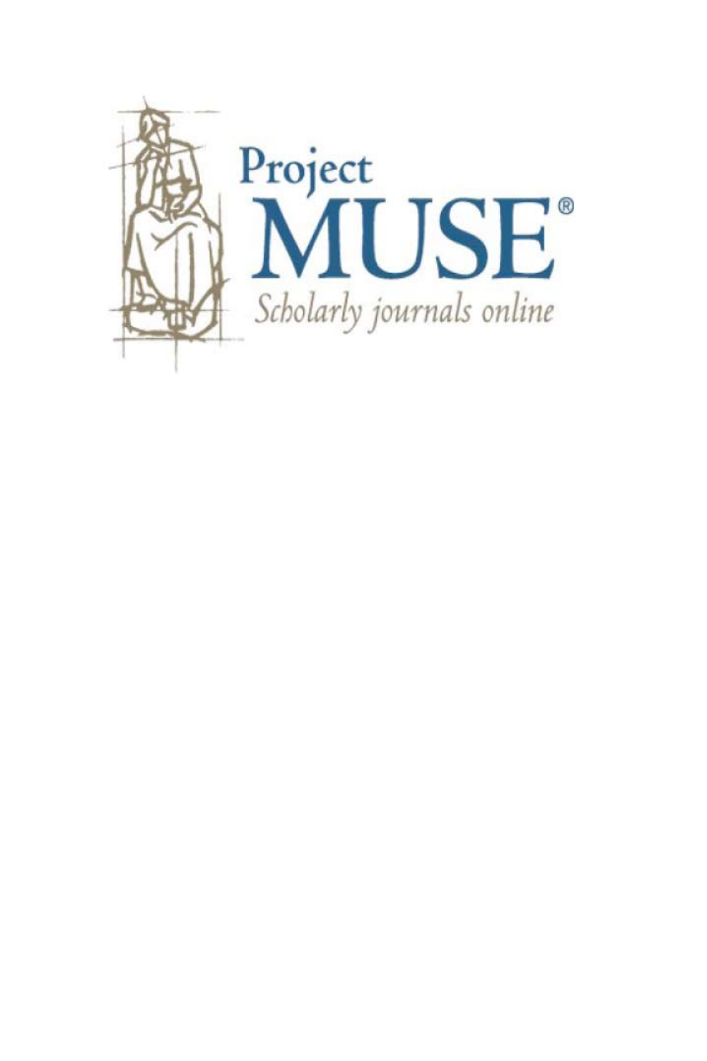Project
MUSE®
*Scholarly journals online*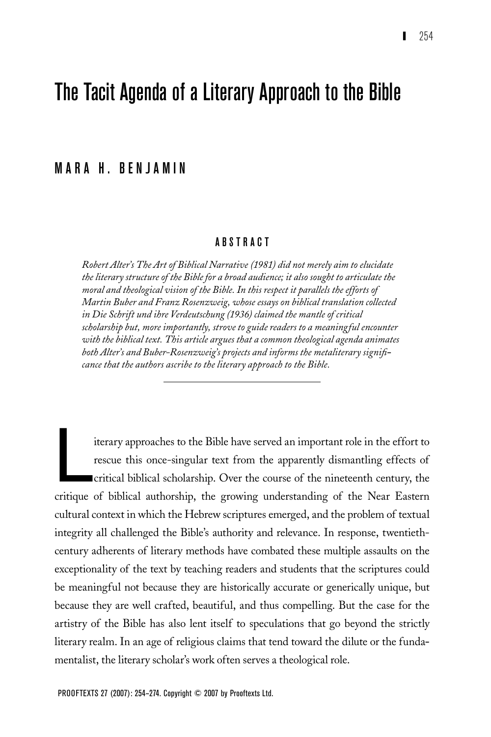# The Tacit Agenda of a Literary Approach to the Bible

## MARA H. BENJAMIN

### ABSTRACT

*Robert Alter's The Art of Biblical Narrative (1981) did not merely aim to elucidate the literary structure of the Bible for a broad audience; it also sought to articulate the moral and theological vision of the Bible. In this respect it parallels the efforts of Martin Buber and Franz Rosenzweig, whose essays on biblical translation collected in Die Schrift und ihre Verdeutschung (1936) claimed the mantle of critical scholarship but, more importantly, strove to guide readers to a meaningful encounter with the biblical text. This article argues that a common theological agenda animates both Alter's and Buber-Rosenzweig's projects and informs the metaliterary significance that the authors ascribe to the literary approach to the Bible.*

---

Literary approaches to the Bible have served an important role in the effort to rescue this once-singular text from the apparently dismantling effects of critical biblical scholarship. Over the course of the nineteenth century, the critique of biblical authorship, the growing understanding of the Near Eastern cultural context in which the Hebrew scriptures emerged, and the problem of textual integrity all challenged the Bible's authority and relevance. In response, twentieth-century adherents of literary methods have combated these multiple assaults on the exceptionality of the text by teaching readers and students that the scriptures could be meaningful not because they are historically accurate or generically unique, but because they are well crafted, beautiful, and thus compelling. But the case for the artistry of the Bible has also lent itself to speculations that go beyond the strictly literary realm. In an age of religious claims that tend toward the dilute or the fundamentalist, the literary scholar's work often serves a theological role.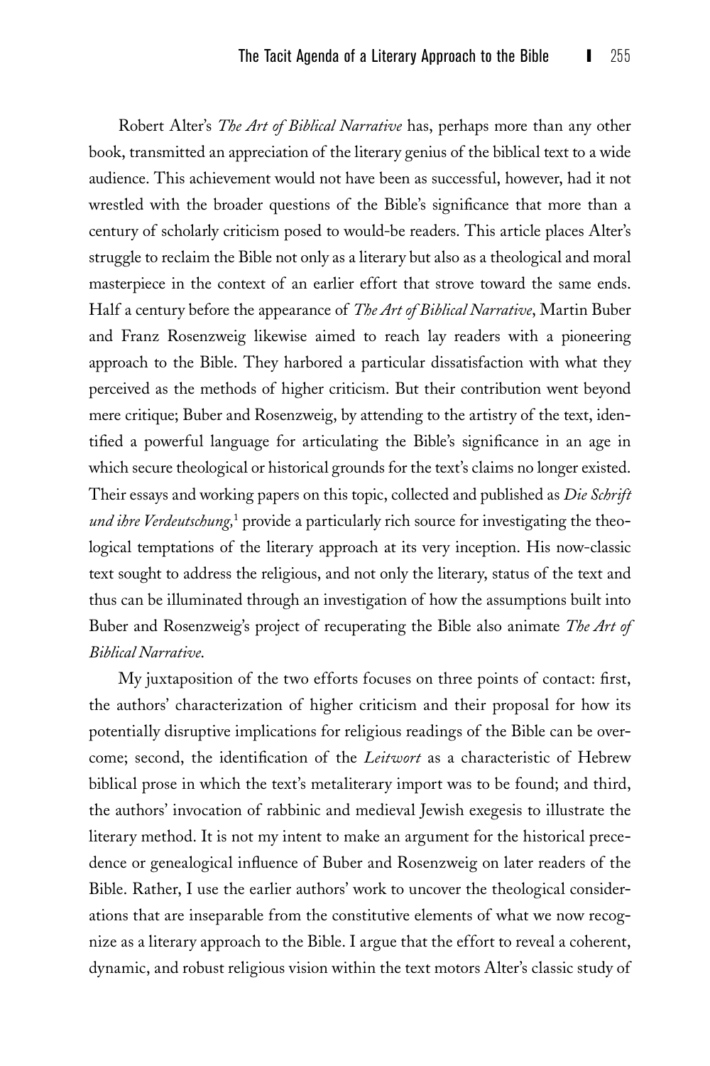Robert Alter's *The Art of Biblical Narrative* has, perhaps more than any other book, transmitted an appreciation of the literary genius of the biblical text to a wide audience. This achievement would not have been as successful, however, had it not wrestled with the broader questions of the Bible's significance that more than a century of scholarly criticism posed to would-be readers. This article places Alter's struggle to reclaim the Bible not only as a literary but also as a theological and moral masterpiece in the context of an earlier effort that strove toward the same ends. Half a century before the appearance of *The Art of Biblical Narrative*, Martin Buber and Franz Rosenzweig likewise aimed to reach lay readers with a pioneering approach to the Bible. They harbored a particular dissatisfaction with what they perceived as the methods of higher criticism. But their contribution went beyond mere critique; Buber and Rosenzweig, by attending to the artistry of the text, identified a powerful language for articulating the Bible's significance in an age in which secure theological or historical grounds for the text's claims no longer existed. Their essays and working papers on this topic, collected and published as *Die Schrift und ihre Verdeutschung*,[1] provide a particularly rich source for investigating the theological temptations of the literary approach at its very inception. His now-classic text sought to address the religious, and not only the literary, status of the text and thus can be illuminated through an investigation of how the assumptions built into Buber and Rosenzweig's project of recuperating the Bible also animate *The Art of Biblical Narrative*.

My juxtaposition of the two efforts focuses on three points of contact: first, the authors' characterization of higher criticism and their proposal for how its potentially disruptive implications for religious readings of the Bible can be overcome; second, the identification of the *Leitwort* as a characteristic of Hebrew biblical prose in which the text's metaliterary import was to be found; and third, the authors' invocation of rabbinic and medieval Jewish exegesis to illustrate the literary method. It is not my intent to make an argument for the historical precedence or genealogical influence of Buber and Rosenzweig on later readers of the Bible. Rather, I use the earlier authors' work to uncover the theological considerations that are inseparable from the constitutive elements of what we now recognize as a literary approach to the Bible. I argue that the effort to reveal a coherent, dynamic, and robust religious vision within the text motors Alter's classic study of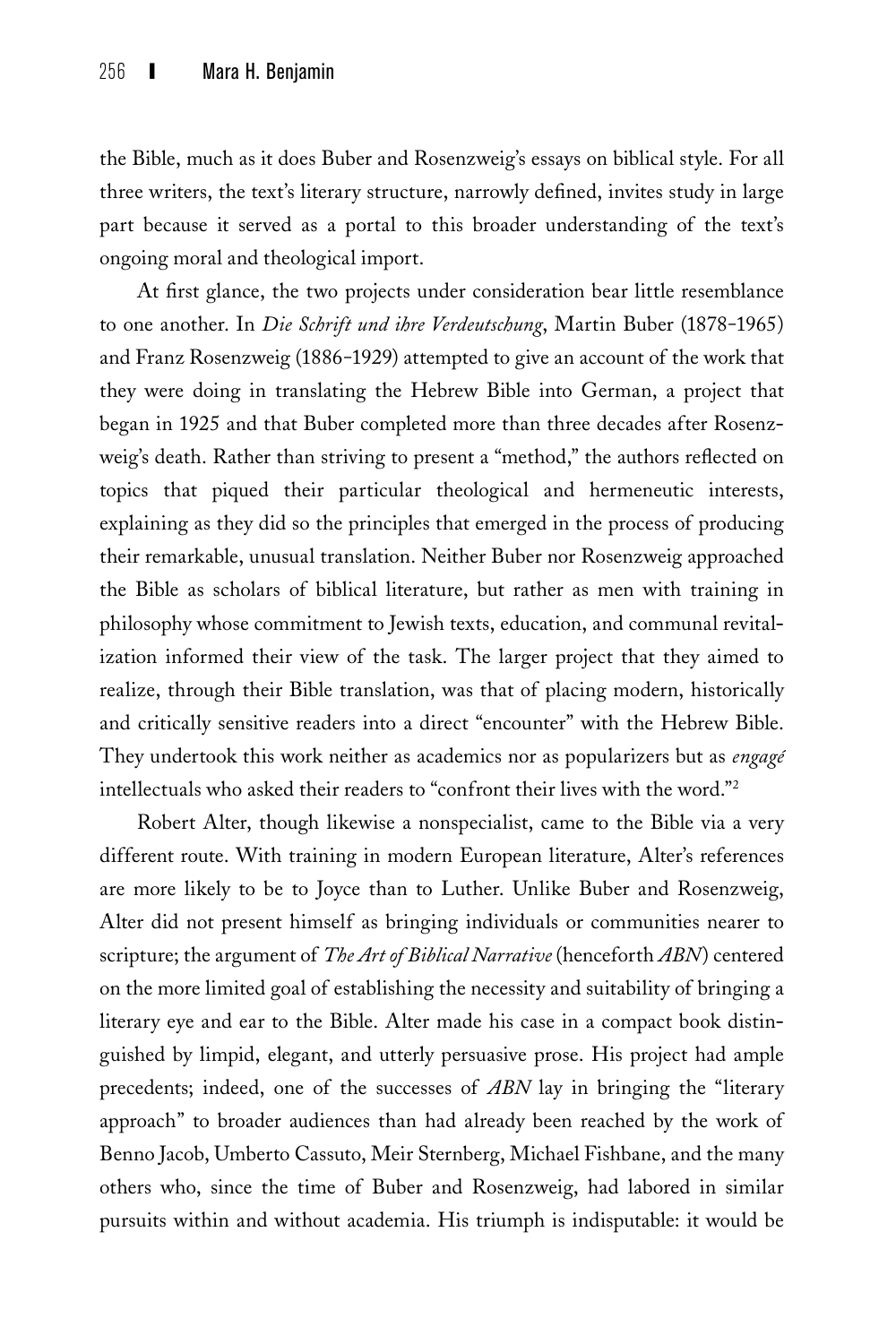the Bible, much as it does Buber and Rosenzweig's essays on biblical style. For all three writers, the text's literary structure, narrowly defined, invites study in large part because it served as a portal to this broader understanding of the text's ongoing moral and theological import.

At first glance, the two projects under consideration bear little resemblance to one another. In *Die Schrift und ihre Verdeutschung*, Martin Buber (1878–1965) and Franz Rosenzweig (1886–1929) attempted to give an account of the work that they were doing in translating the Hebrew Bible into German, a project that began in 1925 and that Buber completed more than three decades after Rosenzweig's death. Rather than striving to present a "method," the authors reflected on topics that piqued their particular theological and hermeneutic interests, explaining as they did so the principles that emerged in the process of producing their remarkable, unusual translation. Neither Buber nor Rosenzweig approached the Bible as scholars of biblical literature, but rather as men with training in philosophy whose commitment to Jewish texts, education, and communal revitalization informed their view of the task. The larger project that they aimed to realize, through their Bible translation, was that of placing modern, historically and critically sensitive readers into a direct "encounter" with the Hebrew Bible. They undertook this work neither as academics nor as popularizers but as *engagé* intellectuals who asked their readers to "confront their lives with the word."[2]

Robert Alter, though likewise a nonspecialist, came to the Bible via a very different route. With training in modern European literature, Alter's references are more likely to be to Joyce than to Luther. Unlike Buber and Rosenzweig, Alter did not present himself as bringing individuals or communities nearer to scripture; the argument of *The Art of Biblical Narrative* (henceforth *ABN*) centered on the more limited goal of establishing the necessity and suitability of bringing a literary eye and ear to the Bible. Alter made his case in a compact book distinguished by limpid, elegant, and utterly persuasive prose. His project had ample precedents; indeed, one of the successes of *ABN* lay in bringing the "literary approach" to broader audiences than had already been reached by the work of Benno Jacob, Umberto Cassuto, Meir Sternberg, Michael Fishbane, and the many others who, since the time of Buber and Rosenzweig, had labored in similar pursuits within and without academia. His triumph is indisputable: it would be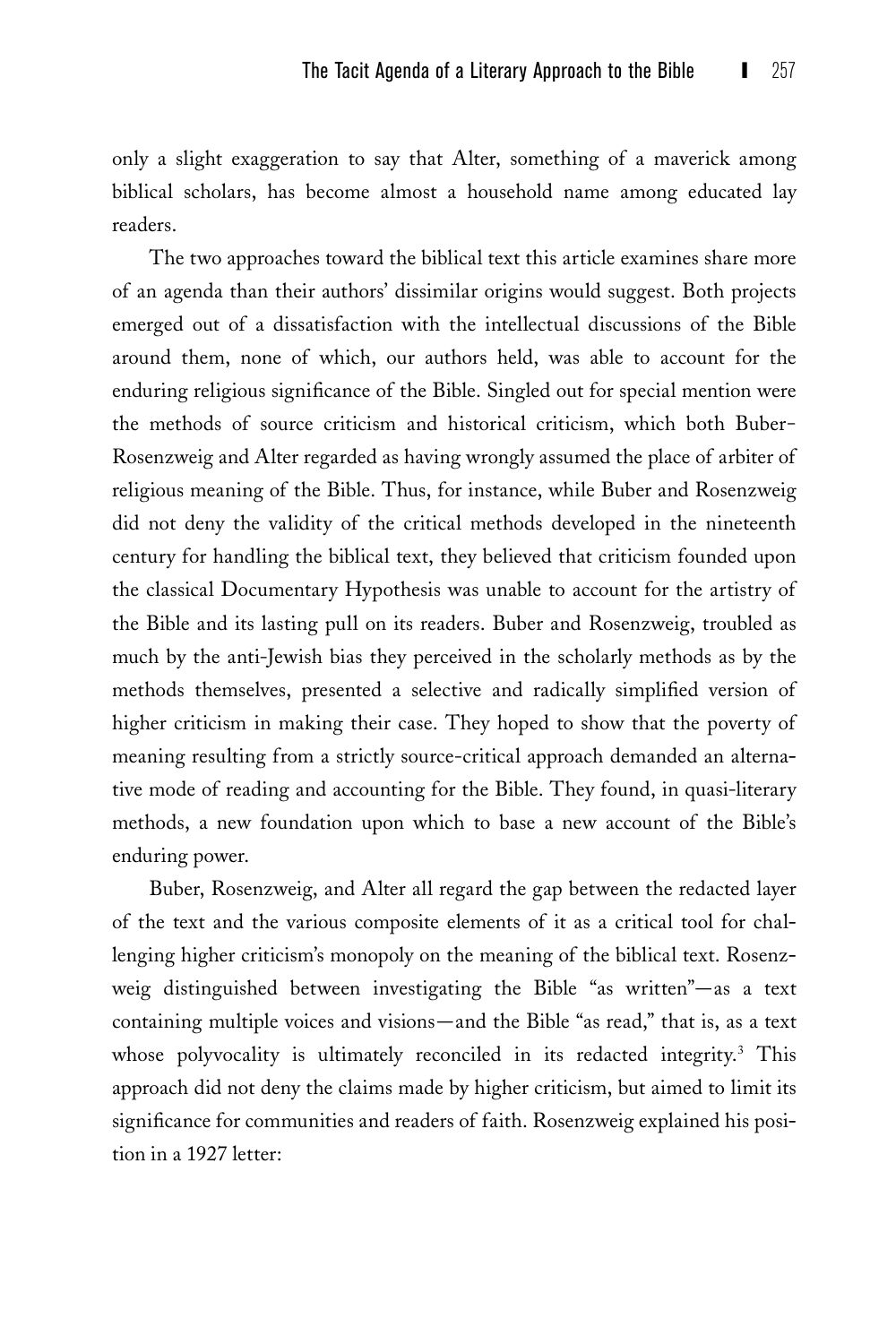only a slight exaggeration to say that Alter, something of a maverick among biblical scholars, has become almost a household name among educated lay readers.

The two approaches toward the biblical text this article examines share more of an agenda than their authors' dissimilar origins would suggest. Both projects emerged out of a dissatisfaction with the intellectual discussions of the Bible around them, none of which, our authors held, was able to account for the enduring religious significance of the Bible. Singled out for special mention were the methods of source criticism and historical criticism, which both Buber-Rosenzweig and Alter regarded as having wrongly assumed the place of arbiter of religious meaning of the Bible. Thus, for instance, while Buber and Rosenzweig did not deny the validity of the critical methods developed in the nineteenth century for handling the biblical text, they believed that criticism founded upon the classical Documentary Hypothesis was unable to account for the artistry of the Bible and its lasting pull on its readers. Buber and Rosenzweig, troubled as much by the anti-Jewish bias they perceived in the scholarly methods as by the methods themselves, presented a selective and radically simplified version of higher criticism in making their case. They hoped to show that the poverty of meaning resulting from a strictly source-critical approach demanded an alternative mode of reading and accounting for the Bible. They found, in quasi-literary methods, a new foundation upon which to base a new account of the Bible's enduring power.

Buber, Rosenzweig, and Alter all regard the gap between the redacted layer of the text and the various composite elements of it as a critical tool for challenging higher criticism's monopoly on the meaning of the biblical text. Rosenzweig distinguished between investigating the Bible "as written"—as a text containing multiple voices and visions—and the Bible "as read," that is, as a text whose polyvocality is ultimately reconciled in its redacted integrity.[3] This approach did not deny the claims made by higher criticism, but aimed to limit its significance for communities and readers of faith. Rosenzweig explained his position in a 1927 letter: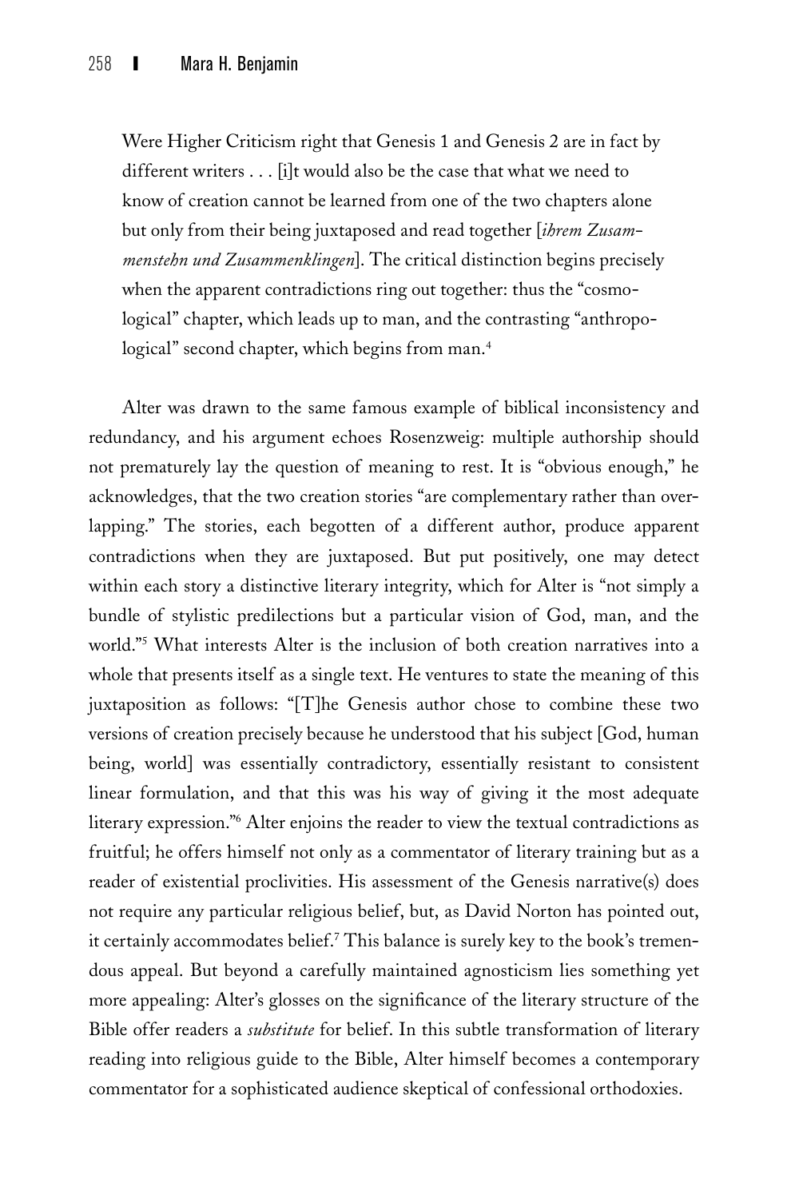> Were Higher Criticism right that Genesis 1 and Genesis 2 are in fact by different writers . . . [i]t would also be the case that what we need to know of creation cannot be learned from one of the two chapters alone but only from their being juxtaposed and read together [*ihrem Zusammenstehn und Zusammenklingen*]. The critical distinction begins precisely when the apparent contradictions ring out together: thus the "cosmological" chapter, which leads up to man, and the contrasting "anthropological" second chapter, which begins from man.[4]

Alter was drawn to the same famous example of biblical inconsistency and redundancy, and his argument echoes Rosenzweig: multiple authorship should not prematurely lay the question of meaning to rest. It is "obvious enough," he acknowledges, that the two creation stories "are complementary rather than overlapping." The stories, each begotten of a different author, produce apparent contradictions when they are juxtaposed. But put positively, one may detect within each story a distinctive literary integrity, which for Alter is "not simply a bundle of stylistic predilections but a particular vision of God, man, and the world."[5] What interests Alter is the inclusion of both creation narratives into a whole that presents itself as a single text. He ventures to state the meaning of this juxtaposition as follows: "[T]he Genesis author chose to combine these two versions of creation precisely because he understood that his subject [God, human being, world] was essentially contradictory, essentially resistant to consistent linear formulation, and that this was his way of giving it the most adequate literary expression."[6] Alter enjoins the reader to view the textual contradictions as fruitful; he offers himself not only as a commentator of literary training but as a reader of existential proclivities. His assessment of the Genesis narrative(s) does not require any particular religious belief, but, as David Norton has pointed out, it certainly accommodates belief.[7] This balance is surely key to the book's tremendous appeal. But beyond a carefully maintained agnosticism lies something yet more appealing: Alter's glosses on the significance of the literary structure of the Bible offer readers a *substitute* for belief. In this subtle transformation of literary reading into religious guide to the Bible, Alter himself becomes a contemporary commentator for a sophisticated audience skeptical of confessional orthodoxies.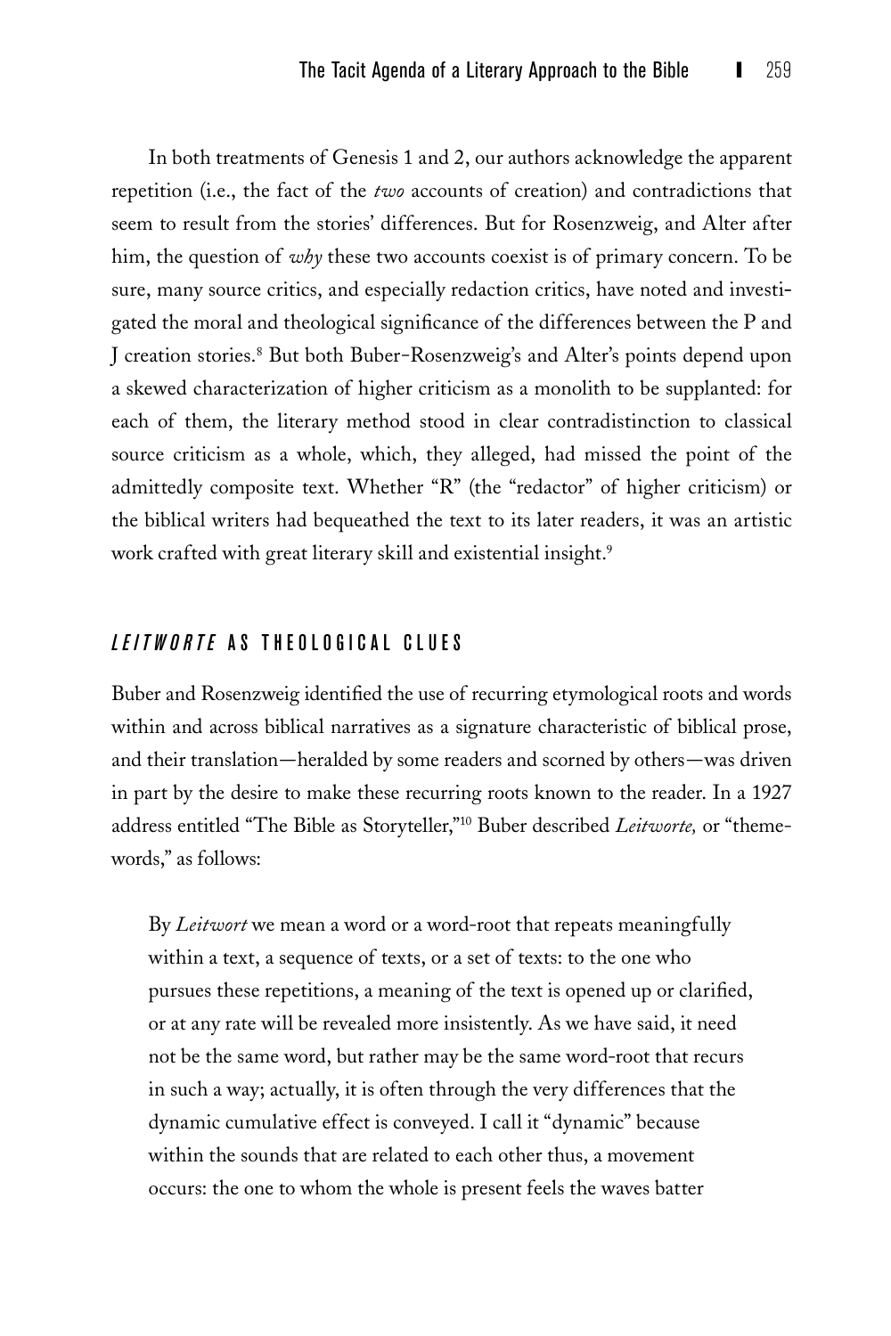In both treatments of Genesis 1 and 2, our authors acknowledge the apparent repetition (i.e., the fact of the *two* accounts of creation) and contradictions that seem to result from the stories' differences. But for Rosenzweig, and Alter after him, the question of *why* these two accounts coexist is of primary concern. To be sure, many source critics, and especially redaction critics, have noted and investigated the moral and theological significance of the differences between the P and J creation stories.[8] But both Buber-Rosenzweig's and Alter's points depend upon a skewed characterization of higher criticism as a monolith to be supplanted: for each of them, the literary method stood in clear contradistinction to classical source criticism as a whole, which, they alleged, had missed the point of the admittedly composite text. Whether "R" (the "redactor" of higher criticism) or the biblical writers had bequeathed the text to its later readers, it was an artistic work crafted with great literary skill and existential insight.[9]

## *LEITWORTE* AS THEOLOGICAL CLUES

Buber and Rosenzweig identified the use of recurring etymological roots and words within and across biblical narratives as a signature characteristic of biblical prose, and their translation—heralded by some readers and scorned by others—was driven in part by the desire to make these recurring roots known to the reader. In a 1927 address entitled "The Bible as Storyteller,"[10] Buber described *Leitworte,* or "theme-words," as follows:

> By *Leitwort* we mean a word or a word-root that repeats meaningfully within a text, a sequence of texts, or a set of texts: to the one who pursues these repetitions, a meaning of the text is opened up or clarified, or at any rate will be revealed more insistently. As we have said, it need not be the same word, but rather may be the same word-root that recurs in such a way; actually, it is often through the very differences that the dynamic cumulative effect is conveyed. I call it "dynamic" because within the sounds that are related to each other thus, a movement occurs: the one to whom the whole is present feels the waves batter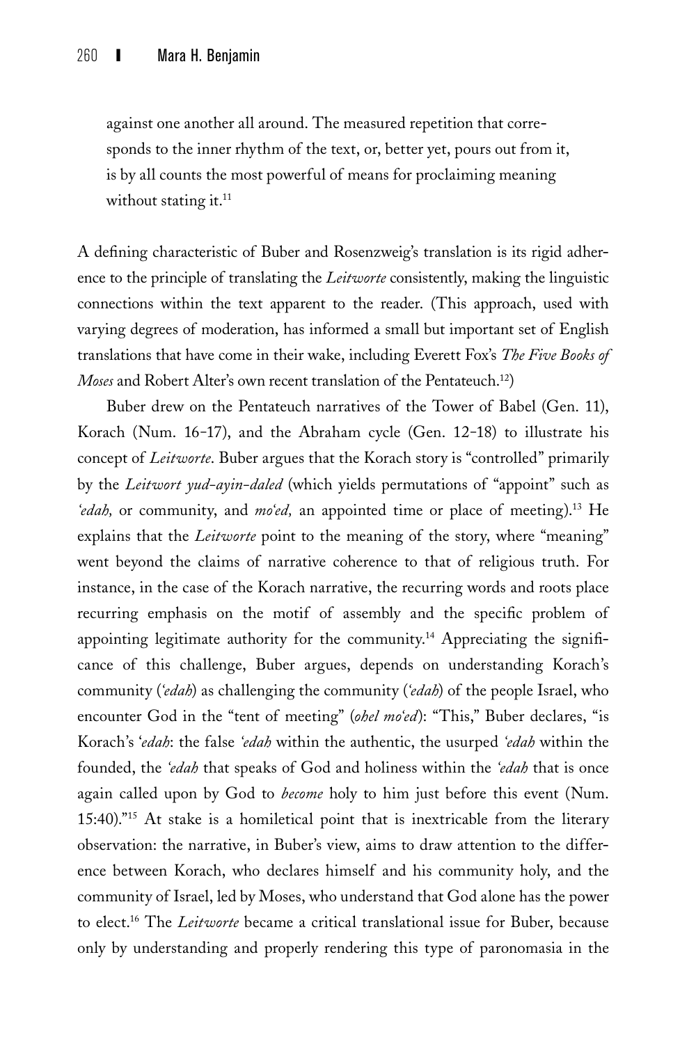against one another all around. The measured repetition that corresponds to the inner rhythm of the text, or, better yet, pours out from it, is by all counts the most powerful of means for proclaiming meaning without stating it.[11]

A defining characteristic of Buber and Rosenzweig's translation is its rigid adherence to the principle of translating the *Leitworte* consistently, making the linguistic connections within the text apparent to the reader. (This approach, used with varying degrees of moderation, has informed a small but important set of English translations that have come in their wake, including Everett Fox's *The Five Books of Moses* and Robert Alter's own recent translation of the Pentateuch.[12])

Buber drew on the Pentateuch narratives of the Tower of Babel (Gen. 11), Korach (Num. 16–17), and the Abraham cycle (Gen. 12–18) to illustrate his concept of *Leitworte*. Buber argues that the Korach story is "controlled" primarily by the *Leitwort yud-ayin-daled* (which yields permutations of "appoint" such as *'edah,* or community, and *mo'ed,* an appointed time or place of meeting).[13] He explains that the *Leitworte* point to the meaning of the story, where "meaning" went beyond the claims of narrative coherence to that of religious truth. For instance, in the case of the Korach narrative, the recurring words and roots place recurring emphasis on the motif of assembly and the specific problem of appointing legitimate authority for the community.[14] Appreciating the significance of this challenge, Buber argues, depends on understanding Korach's community (*'edah*) as challenging the community (*'edah*) of the people Israel, who encounter God in the "tent of meeting" (*ohel mo'ed*): "This," Buber declares, "is Korach's *'edah*: the false *'edah* within the authentic, the usurped *'edah* within the founded, the *'edah* that speaks of God and holiness within the *'edah* that is once again called upon by God to *become* holy to him just before this event (Num. 15:40)."[15] At stake is a homiletical point that is inextricable from the literary observation: the narrative, in Buber's view, aims to draw attention to the difference between Korach, who declares himself and his community holy, and the community of Israel, led by Moses, who understand that God alone has the power to elect.[16] The *Leitworte* became a critical translational issue for Buber, because only by understanding and properly rendering this type of paronomasia in the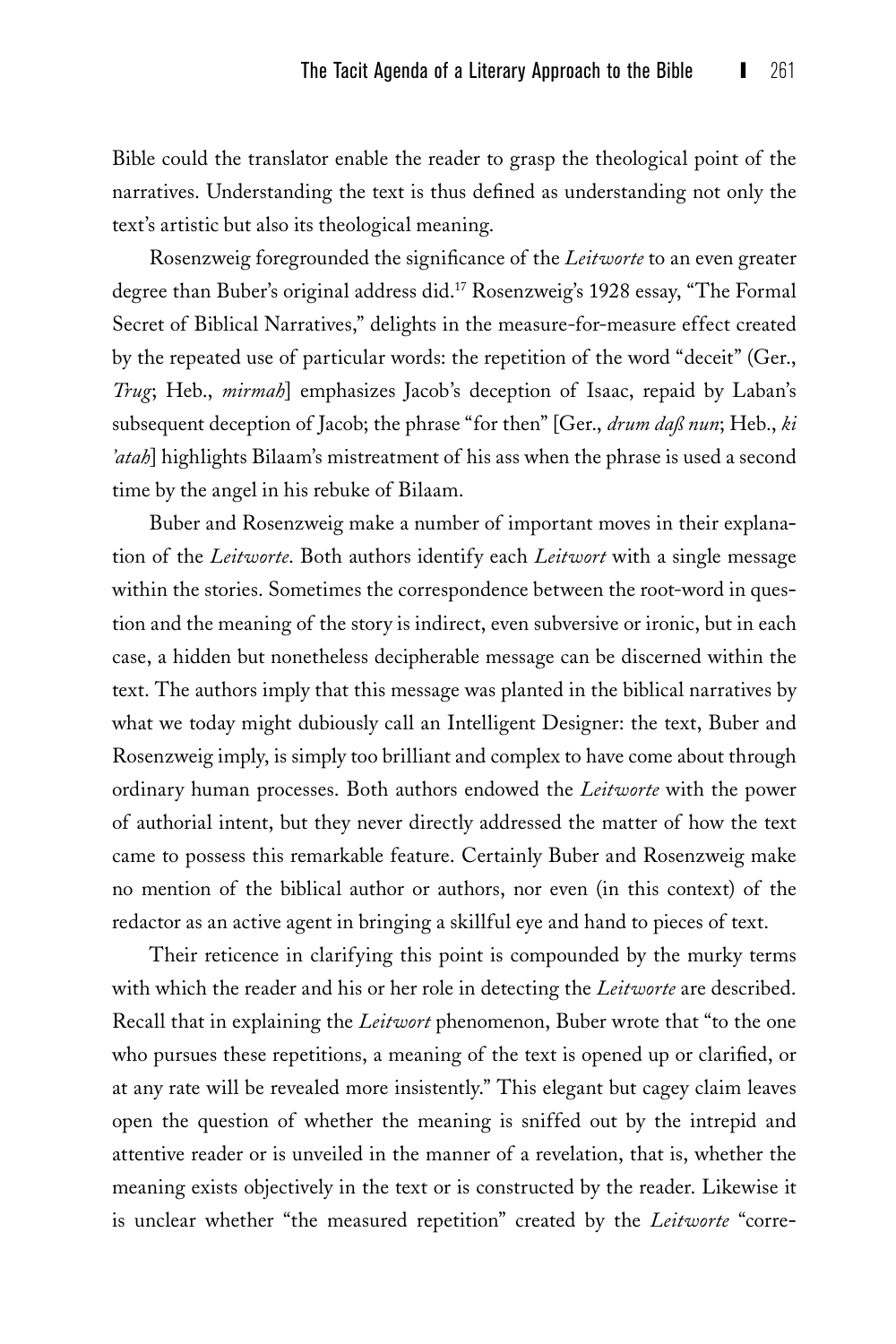Bible could the translator enable the reader to grasp the theological point of the narratives. Understanding the text is thus defined as understanding not only the text's artistic but also its theological meaning.

Rosenzweig foregrounded the significance of the *Leitworte* to an even greater degree than Buber's original address did.[17] Rosenzweig's 1928 essay, "The Formal Secret of Biblical Narratives," delights in the measure-for-measure effect created by the repeated use of particular words: the repetition of the word "deceit" (Ger., *Trug*; Heb., *mirmah*] emphasizes Jacob's deception of Isaac, repaid by Laban's subsequent deception of Jacob; the phrase "for then" [Ger., *drum daß nun*; Heb., *ki 'atah*] highlights Bilaam's mistreatment of his ass when the phrase is used a second time by the angel in his rebuke of Bilaam.

Buber and Rosenzweig make a number of important moves in their explanation of the *Leitworte*. Both authors identify each *Leitwort* with a single message within the stories. Sometimes the correspondence between the root-word in question and the meaning of the story is indirect, even subversive or ironic, but in each case, a hidden but nonetheless decipherable message can be discerned within the text. The authors imply that this message was planted in the biblical narratives by what we today might dubiously call an Intelligent Designer: the text, Buber and Rosenzweig imply, is simply too brilliant and complex to have come about through ordinary human processes. Both authors endowed the *Leitworte* with the power of authorial intent, but they never directly addressed the matter of how the text came to possess this remarkable feature. Certainly Buber and Rosenzweig make no mention of the biblical author or authors, nor even (in this context) of the redactor as an active agent in bringing a skillful eye and hand to pieces of text.

Their reticence in clarifying this point is compounded by the murky terms with which the reader and his or her role in detecting the *Leitworte* are described. Recall that in explaining the *Leitwort* phenomenon, Buber wrote that "to the one who pursues these repetitions, a meaning of the text is opened up or clarified, or at any rate will be revealed more insistently." This elegant but cagey claim leaves open the question of whether the meaning is sniffed out by the intrepid and attentive reader or is unveiled in the manner of a revelation, that is, whether the meaning exists objectively in the text or is constructed by the reader. Likewise it is unclear whether "the measured repetition" created by the *Leitworte* "corre-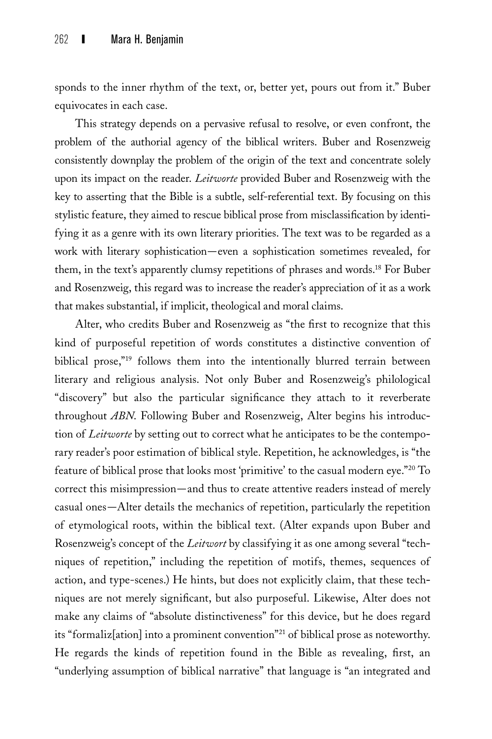sponds to the inner rhythm of the text, or, better yet, pours out from it." Buber equivocates in each case.

This strategy depends on a pervasive refusal to resolve, or even confront, the problem of the authorial agency of the biblical writers. Buber and Rosenzweig consistently downplay the problem of the origin of the text and concentrate solely upon its impact on the reader. *Leitworte* provided Buber and Rosenzweig with the key to asserting that the Bible is a subtle, self-referential text. By focusing on this stylistic feature, they aimed to rescue biblical prose from misclassification by identifying it as a genre with its own literary priorities. The text was to be regarded as a work with literary sophistication—even a sophistication sometimes revealed, for them, in the text's apparently clumsy repetitions of phrases and words.[18] For Buber and Rosenzweig, this regard was to increase the reader's appreciation of it as a work that makes substantial, if implicit, theological and moral claims.

Alter, who credits Buber and Rosenzweig as "the first to recognize that this kind of purposeful repetition of words constitutes a distinctive convention of biblical prose,"[19] follows them into the intentionally blurred terrain between literary and religious analysis. Not only Buber and Rosenzweig's philological "discovery" but also the particular significance they attach to it reverberate throughout *ABN*. Following Buber and Rosenzweig, Alter begins his introduction of *Leitworte* by setting out to correct what he anticipates to be the contemporary reader's poor estimation of biblical style. Repetition, he acknowledges, is "the feature of biblical prose that looks most 'primitive' to the casual modern eye."[20] To correct this misimpression—and thus to create attentive readers instead of merely casual ones—Alter details the mechanics of repetition, particularly the repetition of etymological roots, within the biblical text. (Alter expands upon Buber and Rosenzweig's concept of the *Leitwort* by classifying it as one among several "techniques of repetition," including the repetition of motifs, themes, sequences of action, and type-scenes.) He hints, but does not explicitly claim, that these techniques are not merely significant, but also purposeful. Likewise, Alter does not make any claims of "absolute distinctiveness" for this device, but he does regard its "formaliz[ation] into a prominent convention"[21] of biblical prose as noteworthy. He regards the kinds of repetition found in the Bible as revealing, first, an "underlying assumption of biblical narrative" that language is "an integrated and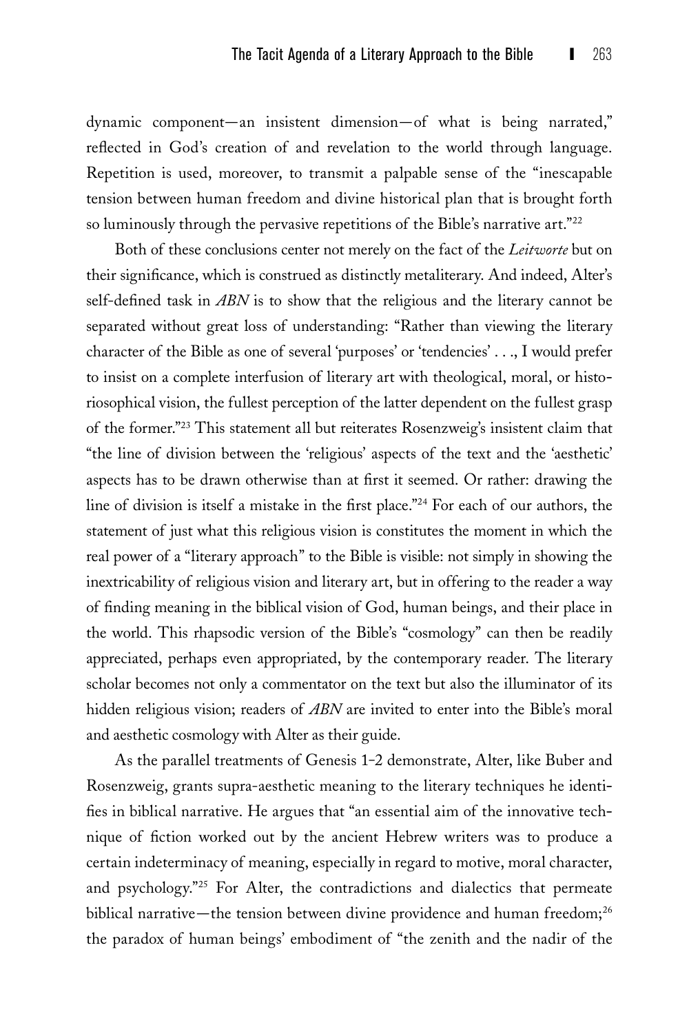dynamic component—an insistent dimension—of what is being narrated," reflected in God's creation of and revelation to the world through language. Repetition is used, moreover, to transmit a palpable sense of the "inescapable tension between human freedom and divine historical plan that is brought forth so luminously through the pervasive repetitions of the Bible's narrative art."[22]

Both of these conclusions center not merely on the fact of the *Leitworte* but on their significance, which is construed as distinctly metaliterary. And indeed, Alter's self-defined task in *ABN* is to show that the religious and the literary cannot be separated without great loss of understanding: "Rather than viewing the literary character of the Bible as one of several 'purposes' or 'tendencies' . . ., I would prefer to insist on a complete interfusion of literary art with theological, moral, or historiosophical vision, the fullest perception of the latter dependent on the fullest grasp of the former."[23] This statement all but reiterates Rosenzweig's insistent claim that "the line of division between the 'religious' aspects of the text and the 'aesthetic' aspects has to be drawn otherwise than at first it seemed. Or rather: drawing the line of division is itself a mistake in the first place."[24] For each of our authors, the statement of just what this religious vision is constitutes the moment in which the real power of a "literary approach" to the Bible is visible: not simply in showing the inextricability of religious vision and literary art, but in offering to the reader a way of finding meaning in the biblical vision of God, human beings, and their place in the world. This rhapsodic version of the Bible's "cosmology" can then be readily appreciated, perhaps even appropriated, by the contemporary reader. The literary scholar becomes not only a commentator on the text but also the illuminator of its hidden religious vision; readers of *ABN* are invited to enter into the Bible's moral and aesthetic cosmology with Alter as their guide.

As the parallel treatments of Genesis 1–2 demonstrate, Alter, like Buber and Rosenzweig, grants supra-aesthetic meaning to the literary techniques he identifies in biblical narrative. He argues that "an essential aim of the innovative technique of fiction worked out by the ancient Hebrew writers was to produce a certain indeterminacy of meaning, especially in regard to motive, moral character, and psychology."[25] For Alter, the contradictions and dialectics that permeate biblical narrative—the tension between divine providence and human freedom;[26] the paradox of human beings' embodiment of "the zenith and the nadir of the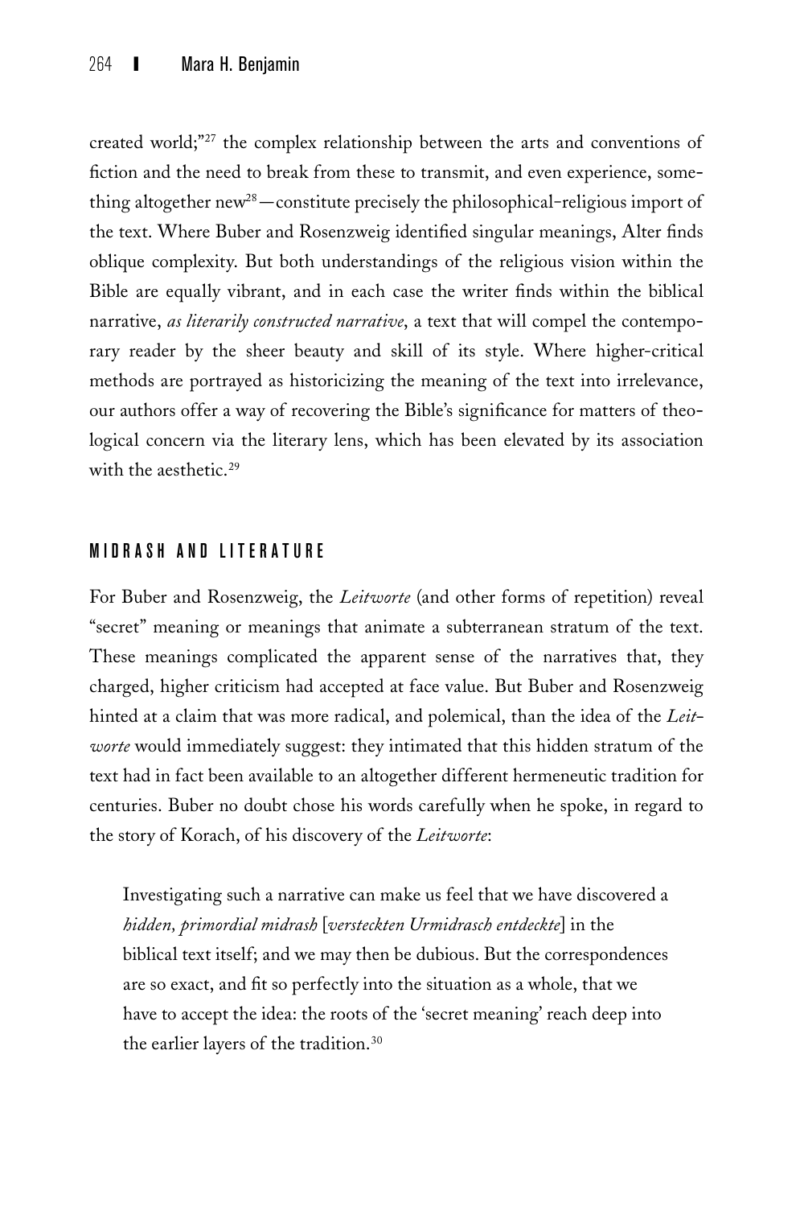created world;"[27] the complex relationship between the arts and conventions of fiction and the need to break from these to transmit, and even experience, something altogether new[28]—constitute precisely the philosophical-religious import of the text. Where Buber and Rosenzweig identified singular meanings, Alter finds oblique complexity. But both understandings of the religious vision within the Bible are equally vibrant, and in each case the writer finds within the biblical narrative, *as literarily constructed narrative*, a text that will compel the contemporary reader by the sheer beauty and skill of its style. Where higher-critical methods are portrayed as historicizing the meaning of the text into irrelevance, our authors offer a way of recovering the Bible's significance for matters of theological concern via the literary lens, which has been elevated by its association with the aesthetic.[29]

## MIDRASH AND LITERATURE

For Buber and Rosenzweig, the *Leitworte* (and other forms of repetition) reveal "secret" meaning or meanings that animate a subterranean stratum of the text. These meanings complicated the apparent sense of the narratives that, they charged, higher criticism had accepted at face value. But Buber and Rosenzweig hinted at a claim that was more radical, and polemical, than the idea of the *Leitworte* would immediately suggest: they intimated that this hidden stratum of the text had in fact been available to an altogether different hermeneutic tradition for centuries. Buber no doubt chose his words carefully when he spoke, in regard to the story of Korach, of his discovery of the *Leitworte*:

> Investigating such a narrative can make us feel that we have discovered a *hidden, primordial midrash* [*versteckten Urmidrasch entdeckte*] in the biblical text itself; and we may then be dubious. But the correspondences are so exact, and fit so perfectly into the situation as a whole, that we have to accept the idea: the roots of the 'secret meaning' reach deep into the earlier layers of the tradition.[30]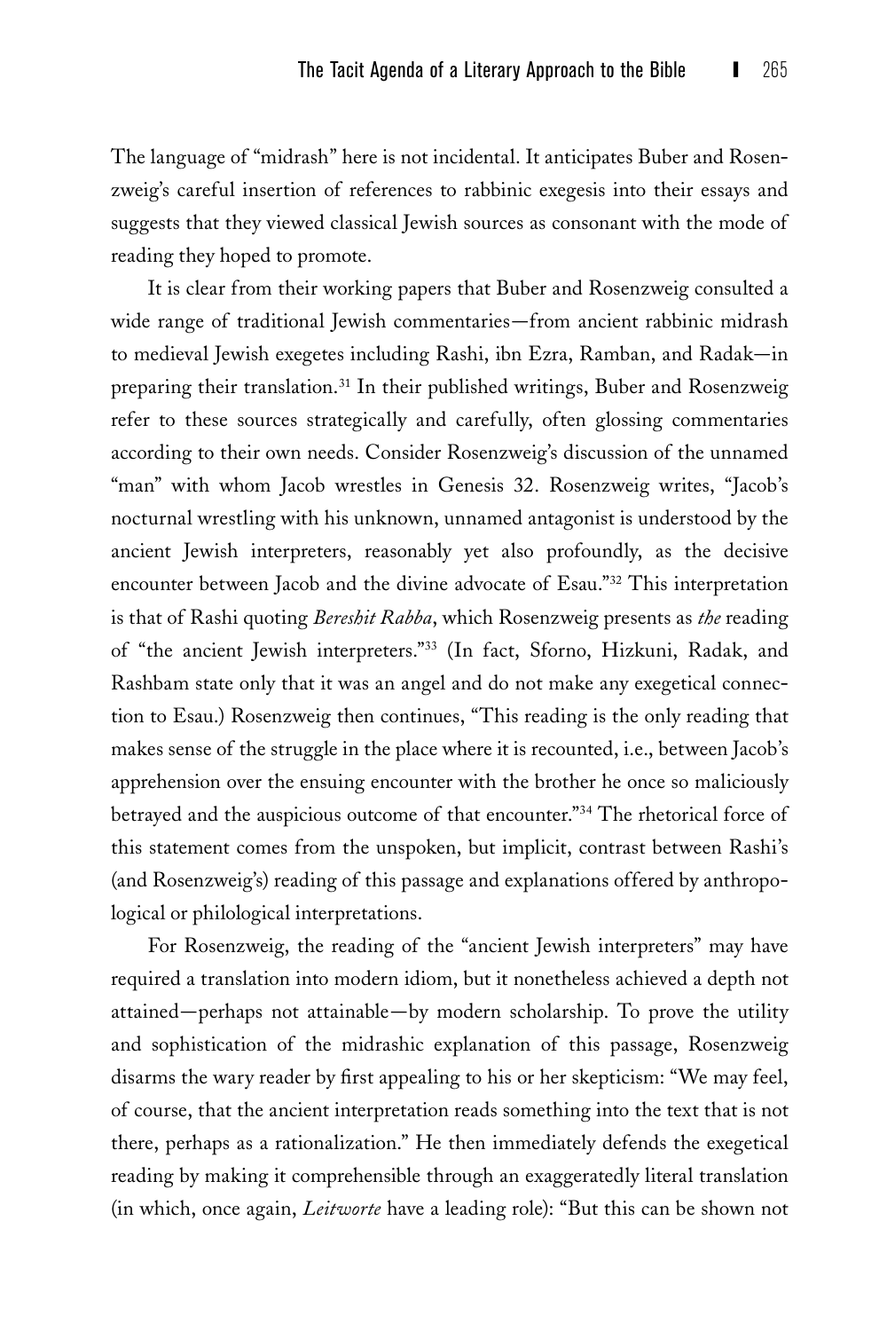The language of "midrash" here is not incidental. It anticipates Buber and Rosenzweig's careful insertion of references to rabbinic exegesis into their essays and suggests that they viewed classical Jewish sources as consonant with the mode of reading they hoped to promote.

It is clear from their working papers that Buber and Rosenzweig consulted a wide range of traditional Jewish commentaries—from ancient rabbinic midrash to medieval Jewish exegetes including Rashi, ibn Ezra, Ramban, and Radak—in preparing their translation.[31] In their published writings, Buber and Rosenzweig refer to these sources strategically and carefully, often glossing commentaries according to their own needs. Consider Rosenzweig's discussion of the unnamed "man" with whom Jacob wrestles in Genesis 32. Rosenzweig writes, "Jacob's nocturnal wrestling with his unknown, unnamed antagonist is understood by the ancient Jewish interpreters, reasonably yet also profoundly, as the decisive encounter between Jacob and the divine advocate of Esau."[32] This interpretation is that of Rashi quoting *Bereshit Rabba*, which Rosenzweig presents as *the* reading of "the ancient Jewish interpreters."[33] (In fact, Sforno, Hizkuni, Radak, and Rashbam state only that it was an angel and do not make any exegetical connection to Esau.) Rosenzweig then continues, "This reading is the only reading that makes sense of the struggle in the place where it is recounted, i.e., between Jacob's apprehension over the ensuing encounter with the brother he once so maliciously betrayed and the auspicious outcome of that encounter."[34] The rhetorical force of this statement comes from the unspoken, but implicit, contrast between Rashi's (and Rosenzweig's) reading of this passage and explanations offered by anthropological or philological interpretations.

For Rosenzweig, the reading of the "ancient Jewish interpreters" may have required a translation into modern idiom, but it nonetheless achieved a depth not attained—perhaps not attainable—by modern scholarship. To prove the utility and sophistication of the midrashic explanation of this passage, Rosenzweig disarms the wary reader by first appealing to his or her skepticism: "We may feel, of course, that the ancient interpretation reads something into the text that is not there, perhaps as a rationalization." He then immediately defends the exegetical reading by making it comprehensible through an exaggeratedly literal translation (in which, once again, *Leitworte* have a leading role): "But this can be shown not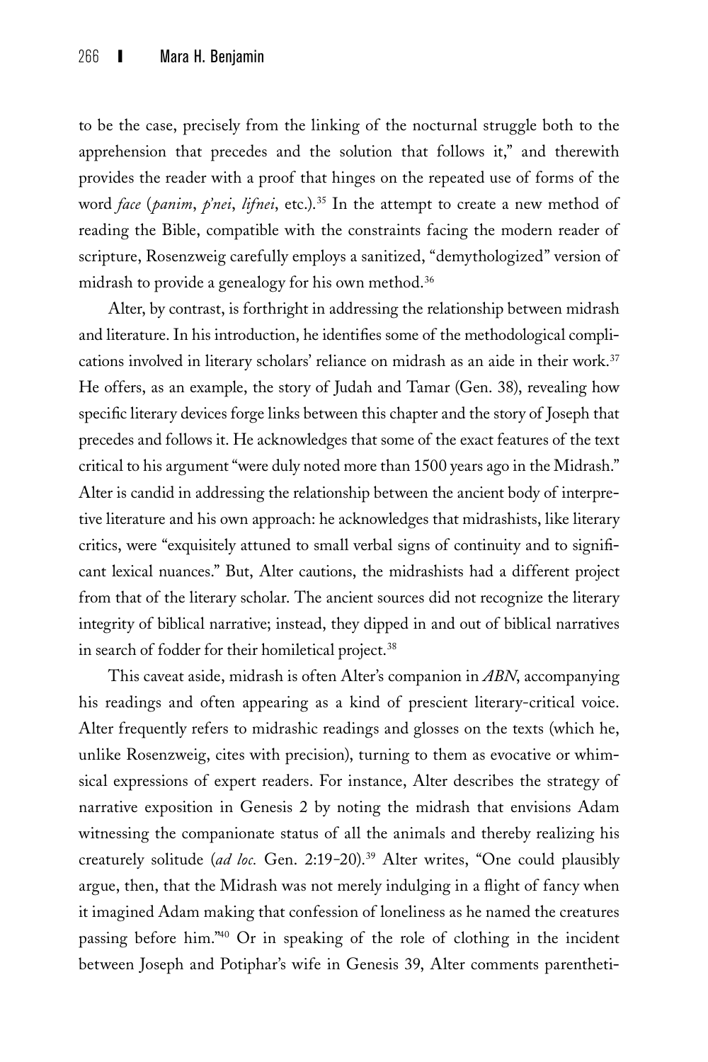to be the case, precisely from the linking of the nocturnal struggle both to the apprehension that precedes and the solution that follows it," and therewith provides the reader with a proof that hinges on the repeated use of forms of the word *face* (*panim*, *p'nei*, *lifnei*, etc.).[35] In the attempt to create a new method of reading the Bible, compatible with the constraints facing the modern reader of scripture, Rosenzweig carefully employs a sanitized, "demythologized" version of midrash to provide a genealogy for his own method.[36]

Alter, by contrast, is forthright in addressing the relationship between midrash and literature. In his introduction, he identifies some of the methodological complications involved in literary scholars' reliance on midrash as an aide in their work.[37] He offers, as an example, the story of Judah and Tamar (Gen. 38), revealing how specific literary devices forge links between this chapter and the story of Joseph that precedes and follows it. He acknowledges that some of the exact features of the text critical to his argument "were duly noted more than 1500 years ago in the Midrash." Alter is candid in addressing the relationship between the ancient body of interpretive literature and his own approach: he acknowledges that midrashists, like literary critics, were "exquisitely attuned to small verbal signs of continuity and to significant lexical nuances." But, Alter cautions, the midrashists had a different project from that of the literary scholar. The ancient sources did not recognize the literary integrity of biblical narrative; instead, they dipped in and out of biblical narratives in search of fodder for their homiletical project.[38]

This caveat aside, midrash is often Alter's companion in *ABN*, accompanying his readings and often appearing as a kind of prescient literary-critical voice. Alter frequently refers to midrashic readings and glosses on the texts (which he, unlike Rosenzweig, cites with precision), turning to them as evocative or whimsical expressions of expert readers. For instance, Alter describes the strategy of narrative exposition in Genesis 2 by noting the midrash that envisions Adam witnessing the companionate status of all the animals and thereby realizing his creaturely solitude (*ad loc.* Gen. 2:19–20).[39] Alter writes, "One could plausibly argue, then, that the Midrash was not merely indulging in a flight of fancy when it imagined Adam making that confession of loneliness as he named the creatures passing before him."[40] Or in speaking of the role of clothing in the incident between Joseph and Potiphar's wife in Genesis 39, Alter comments parentheti-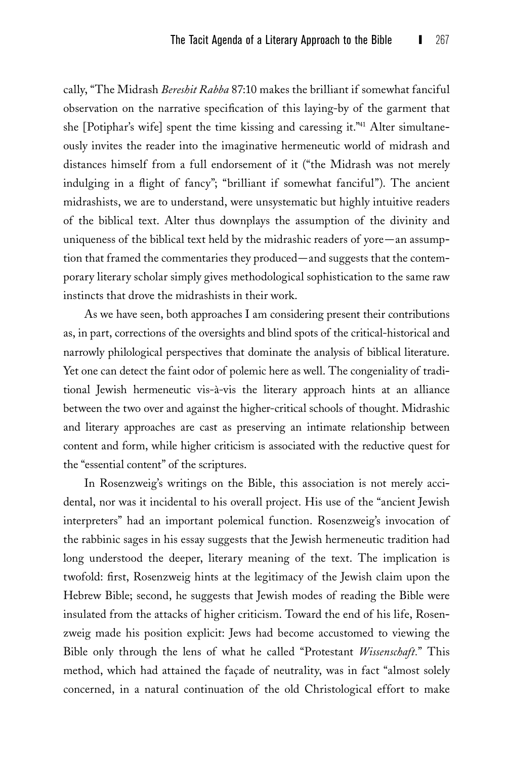cally, "The Midrash *Bereshit Rabba* 87:10 makes the brilliant if somewhat fanciful observation on the narrative specification of this laying-by of the garment that she [Potiphar's wife] spent the time kissing and caressing it."[41] Alter simultaneously invites the reader into the imaginative hermeneutic world of midrash and distances himself from a full endorsement of it ("the Midrash was not merely indulging in a flight of fancy"; "brilliant if somewhat fanciful"). The ancient midrashists, we are to understand, were unsystematic but highly intuitive readers of the biblical text. Alter thus downplays the assumption of the divinity and uniqueness of the biblical text held by the midrashic readers of yore—an assumption that framed the commentaries they produced—and suggests that the contemporary literary scholar simply gives methodological sophistication to the same raw instincts that drove the midrashists in their work.

As we have seen, both approaches I am considering present their contributions as, in part, corrections of the oversights and blind spots of the critical-historical and narrowly philological perspectives that dominate the analysis of biblical literature. Yet one can detect the faint odor of polemic here as well. The congeniality of traditional Jewish hermeneutic vis-à-vis the literary approach hints at an alliance between the two over and against the higher-critical schools of thought. Midrashic and literary approaches are cast as preserving an intimate relationship between content and form, while higher criticism is associated with the reductive quest for the "essential content" of the scriptures.

In Rosenzweig's writings on the Bible, this association is not merely accidental, nor was it incidental to his overall project. His use of the "ancient Jewish interpreters" had an important polemical function. Rosenzweig's invocation of the rabbinic sages in his essay suggests that the Jewish hermeneutic tradition had long understood the deeper, literary meaning of the text. The implication is twofold: first, Rosenzweig hints at the legitimacy of the Jewish claim upon the Hebrew Bible; second, he suggests that Jewish modes of reading the Bible were insulated from the attacks of higher criticism. Toward the end of his life, Rosenzweig made his position explicit: Jews had become accustomed to viewing the Bible only through the lens of what he called "Protestant *Wissenschaft*." This method, which had attained the façade of neutrality, was in fact "almost solely concerned, in a natural continuation of the old Christological effort to make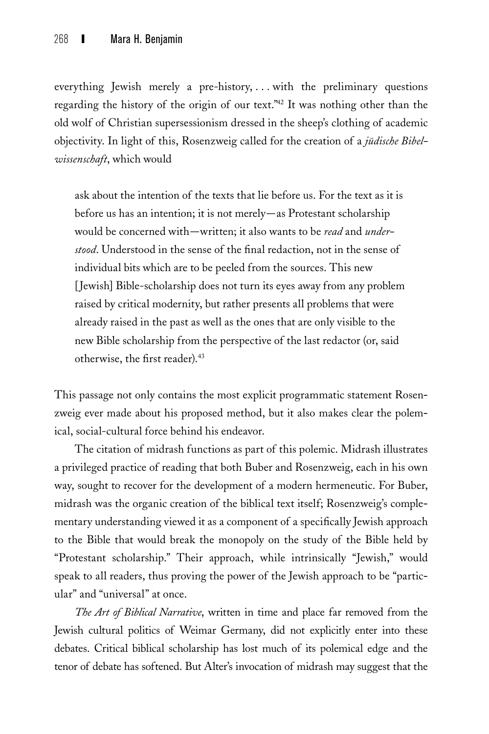everything Jewish merely a pre-history, . . . with the preliminary questions regarding the history of the origin of our text."[42] It was nothing other than the old wolf of Christian supersessionism dressed in the sheep's clothing of academic objectivity. In light of this, Rosenzweig called for the creation of a *jüdische Bibelwissenschaft*, which would

> ask about the intention of the texts that lie before us. For the text as it is before us has an intention; it is not merely—as Protestant scholarship would be concerned with—written; it also wants to be *read* and *understood*. Understood in the sense of the final redaction, not in the sense of individual bits which are to be peeled from the sources. This new [Jewish] Bible-scholarship does not turn its eyes away from any problem raised by critical modernity, but rather presents all problems that were already raised in the past as well as the ones that are only visible to the new Bible scholarship from the perspective of the last redactor (or, said otherwise, the first reader).[43]

This passage not only contains the most explicit programmatic statement Rosenzweig ever made about his proposed method, but it also makes clear the polemical, social-cultural force behind his endeavor.

The citation of midrash functions as part of this polemic. Midrash illustrates a privileged practice of reading that both Buber and Rosenzweig, each in his own way, sought to recover for the development of a modern hermeneutic. For Buber, midrash was the organic creation of the biblical text itself; Rosenzweig's complementary understanding viewed it as a component of a specifically Jewish approach to the Bible that would break the monopoly on the study of the Bible held by "Protestant scholarship." Their approach, while intrinsically "Jewish," would speak to all readers, thus proving the power of the Jewish approach to be "particular" and "universal" at once.

*The Art of Biblical Narrative*, written in time and place far removed from the Jewish cultural politics of Weimar Germany, did not explicitly enter into these debates. Critical biblical scholarship has lost much of its polemical edge and the tenor of debate has softened. But Alter's invocation of midrash may suggest that the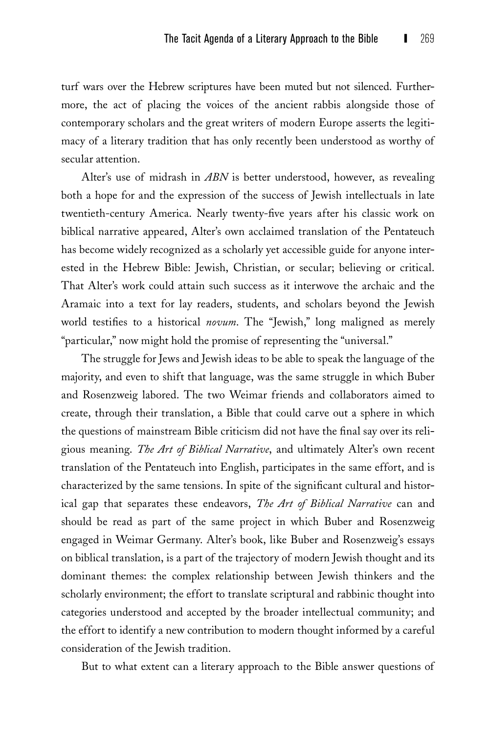turf wars over the Hebrew scriptures have been muted but not silenced. Furthermore, the act of placing the voices of the ancient rabbis alongside those of contemporary scholars and the great writers of modern Europe asserts the legitimacy of a literary tradition that has only recently been understood as worthy of secular attention.

Alter's use of midrash in *ABN* is better understood, however, as revealing both a hope for and the expression of the success of Jewish intellectuals in late twentieth-century America. Nearly twenty-five years after his classic work on biblical narrative appeared, Alter's own acclaimed translation of the Pentateuch has become widely recognized as a scholarly yet accessible guide for anyone interested in the Hebrew Bible: Jewish, Christian, or secular; believing or critical. That Alter's work could attain such success as it interwove the archaic and the Aramaic into a text for lay readers, students, and scholars beyond the Jewish world testifies to a historical *novum*. The "Jewish," long maligned as merely "particular," now might hold the promise of representing the "universal."

The struggle for Jews and Jewish ideas to be able to speak the language of the majority, and even to shift that language, was the same struggle in which Buber and Rosenzweig labored. The two Weimar friends and collaborators aimed to create, through their translation, a Bible that could carve out a sphere in which the questions of mainstream Bible criticism did not have the final say over its religious meaning. *The Art of Biblical Narrative*, and ultimately Alter's own recent translation of the Pentateuch into English, participates in the same effort, and is characterized by the same tensions. In spite of the significant cultural and historical gap that separates these endeavors, *The Art of Biblical Narrative* can and should be read as part of the same project in which Buber and Rosenzweig engaged in Weimar Germany. Alter's book, like Buber and Rosenzweig's essays on biblical translation, is a part of the trajectory of modern Jewish thought and its dominant themes: the complex relationship between Jewish thinkers and the scholarly environment; the effort to translate scriptural and rabbinic thought into categories understood and accepted by the broader intellectual community; and the effort to identify a new contribution to modern thought informed by a careful consideration of the Jewish tradition.

But to what extent can a literary approach to the Bible answer questions of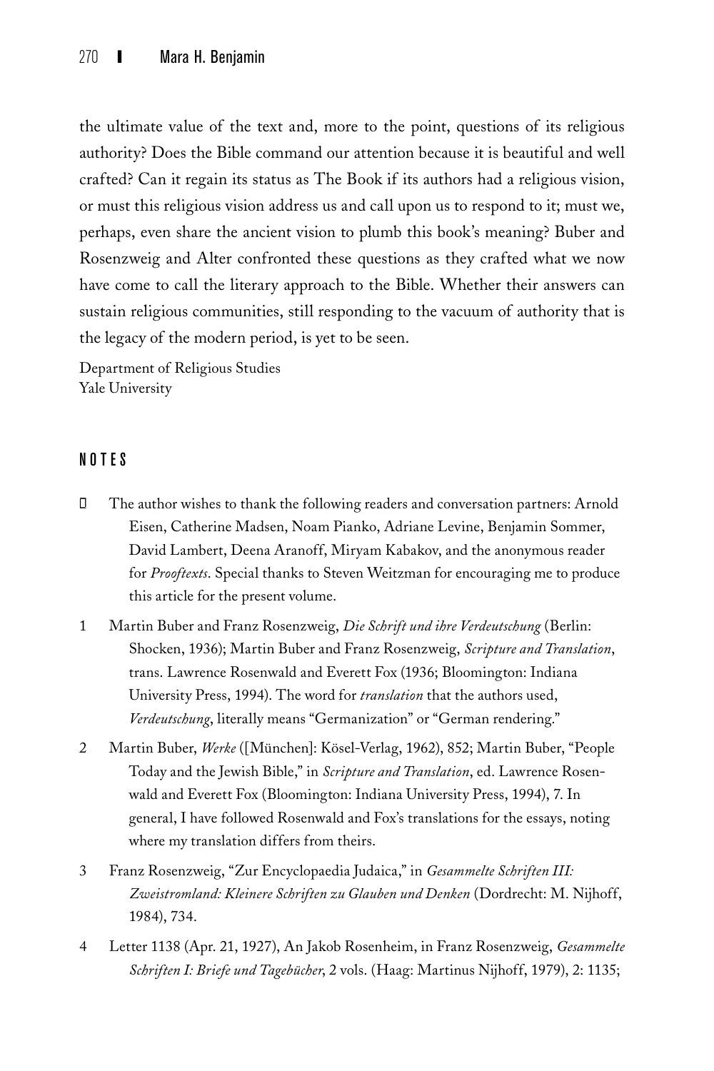the ultimate value of the text and, more to the point, questions of its religious authority? Does the Bible command our attention because it is beautiful and well crafted? Can it regain its status as The Book if its authors had a religious vision, or must this religious vision address us and call upon us to respond to it; must we, perhaps, even share the ancient vision to plumb this book's meaning? Buber and Rosenzweig and Alter confronted these questions as they crafted what we now have come to call the literary approach to the Bible. Whether their answers can sustain religious communities, still responding to the vacuum of authority that is the legacy of the modern period, is yet to be seen.

Department of Religious Studies
Yale University

## NOTES

- The author wishes to thank the following readers and conversation partners: Arnold Eisen, Catherine Madsen, Noam Pianko, Adriane Levine, Benjamin Sommer, David Lambert, Deena Aranoff, Miryam Kabakov, and the anonymous reader for *Prooftexts*. Special thanks to Steven Weitzman for encouraging me to produce this article for the present volume.

1 Martin Buber and Franz Rosenzweig, *Die Schrift und ihre Verdeutschung* (Berlin: Shocken, 1936); Martin Buber and Franz Rosenzweig, *Scripture and Translation*, trans. Lawrence Rosenwald and Everett Fox (1936; Bloomington: Indiana University Press, 1994). The word for *translation* that the authors used, *Verdeutschung*, literally means "Germanization" or "German rendering."

2 Martin Buber, *Werke* ([München]: Kösel-Verlag, 1962), 852; Martin Buber, "People Today and the Jewish Bible," in *Scripture and Translation*, ed. Lawrence Rosenwald and Everett Fox (Bloomington: Indiana University Press, 1994), 7. In general, I have followed Rosenwald and Fox's translations for the essays, noting where my translation differs from theirs.

3 Franz Rosenzweig, "Zur Encyclopaedia Judaica," in *Gesammelte Schriften III: Zweistromland: Kleinere Schriften zu Glauben und Denken* (Dordrecht: M. Nijhoff, 1984), 734.

4 Letter 1138 (Apr. 21, 1927), An Jakob Rosenheim, in Franz Rosenzweig, *Gesammelte Schriften I: Briefe und Tagebücher*, 2 vols. (Haag: Martinus Nijhoff, 1979), 2: 1135;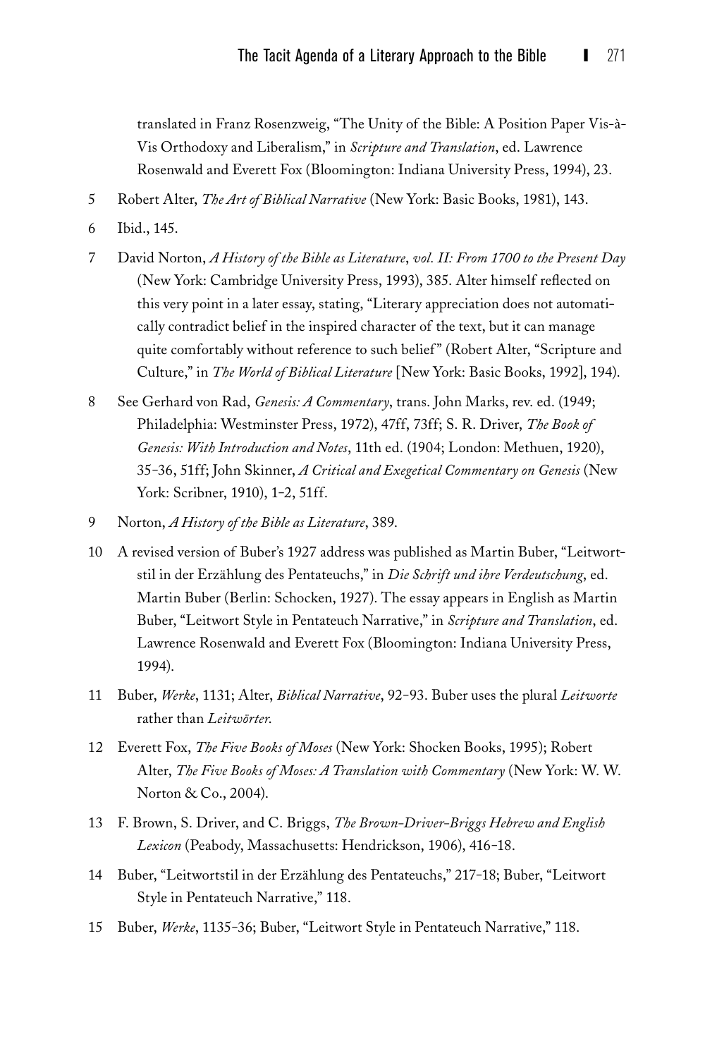translated in Franz Rosenzweig, "The Unity of the Bible: A Position Paper Vis-à-Vis Orthodoxy and Liberalism," in *Scripture and Translation*, ed. Lawrence Rosenwald and Everett Fox (Bloomington: Indiana University Press, 1994), 23.

5 Robert Alter, *The Art of Biblical Narrative* (New York: Basic Books, 1981), 143.

6 Ibid., 145.

7 David Norton, *A History of the Bible as Literature*, *vol. II: From 1700 to the Present Day* (New York: Cambridge University Press, 1993), 385. Alter himself reflected on this very point in a later essay, stating, "Literary appreciation does not automatically contradict belief in the inspired character of the text, but it can manage quite comfortably without reference to such belief" (Robert Alter, "Scripture and Culture," in *The World of Biblical Literature* [New York: Basic Books, 1992], 194).

8 See Gerhard von Rad, *Genesis: A Commentary*, trans. John Marks, rev. ed. (1949; Philadelphia: Westminster Press, 1972), 47ff, 73ff; S. R. Driver, *The Book of Genesis: With Introduction and Notes*, 11th ed. (1904; London: Methuen, 1920), 35–36, 51ff; John Skinner, *A Critical and Exegetical Commentary on Genesis* (New York: Scribner, 1910), 1–2, 51ff.

9 Norton, *A History of the Bible as Literature*, 389.

10 A revised version of Buber's 1927 address was published as Martin Buber, "Leitwortstil in der Erzählung des Pentateuchs," in *Die Schrift und ihre Verdeutschung*, ed. Martin Buber (Berlin: Schocken, 1927). The essay appears in English as Martin Buber, "Leitwort Style in Pentateuch Narrative," in *Scripture and Translation*, ed. Lawrence Rosenwald and Everett Fox (Bloomington: Indiana University Press, 1994).

11 Buber, *Werke*, 1131; Alter, *Biblical Narrative*, 92–93. Buber uses the plural *Leitworte* rather than *Leitwörter*.

12 Everett Fox, *The Five Books of Moses* (New York: Shocken Books, 1995); Robert Alter, *The Five Books of Moses: A Translation with Commentary* (New York: W. W. Norton & Co., 2004).

13 F. Brown, S. Driver, and C. Briggs, *The Brown-Driver-Briggs Hebrew and English Lexicon* (Peabody, Massachusetts: Hendrickson, 1906), 416–18.

14 Buber, "Leitwortstil in der Erzählung des Pentateuchs," 217–18; Buber, "Leitwort Style in Pentateuch Narrative," 118.

15 Buber, *Werke*, 1135–36; Buber, "Leitwort Style in Pentateuch Narrative," 118.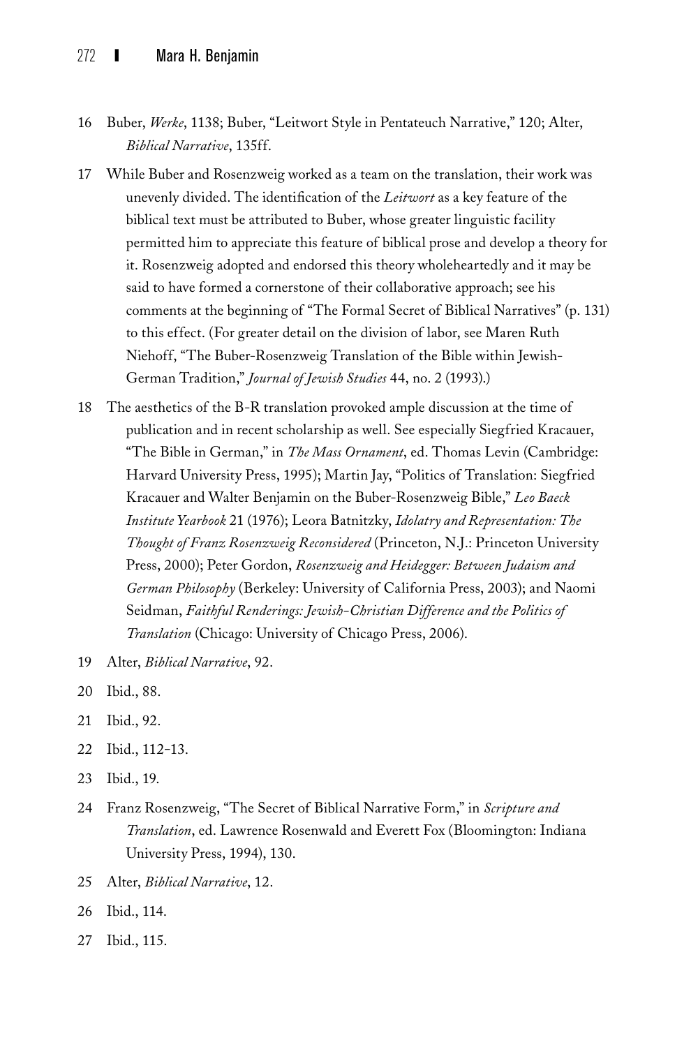16 Buber, *Werke*, 1138; Buber, "Leitwort Style in Pentateuch Narrative," 120; Alter, *Biblical Narrative*, 135ff.

17 While Buber and Rosenzweig worked as a team on the translation, their work was unevenly divided. The identification of the *Leitwort* as a key feature of the biblical text must be attributed to Buber, whose greater linguistic facility permitted him to appreciate this feature of biblical prose and develop a theory for it. Rosenzweig adopted and endorsed this theory wholeheartedly and it may be said to have formed a cornerstone of their collaborative approach; see his comments at the beginning of "The Formal Secret of Biblical Narratives" (p. 131) to this effect. (For greater detail on the division of labor, see Maren Ruth Niehoff, "The Buber-Rosenzweig Translation of the Bible within Jewish-German Tradition," *Journal of Jewish Studies* 44, no. 2 (1993).)

18 The aesthetics of the B-R translation provoked ample discussion at the time of publication and in recent scholarship as well. See especially Siegfried Kracauer, "The Bible in German," in *The Mass Ornament*, ed. Thomas Levin (Cambridge: Harvard University Press, 1995); Martin Jay, "Politics of Translation: Siegfried Kracauer and Walter Benjamin on the Buber-Rosenzweig Bible," *Leo Baeck Institute Yearbook* 21 (1976); Leora Batnitzky, *Idolatry and Representation: The Thought of Franz Rosenzweig Reconsidered* (Princeton, N.J.: Princeton University Press, 2000); Peter Gordon, *Rosenzweig and Heidegger: Between Judaism and German Philosophy* (Berkeley: University of California Press, 2003); and Naomi Seidman, *Faithful Renderings: Jewish-Christian Difference and the Politics of Translation* (Chicago: University of Chicago Press, 2006).

19 Alter, *Biblical Narrative*, 92.

20 Ibid., 88.

21 Ibid., 92.

22 Ibid., 112–13.

23 Ibid., 19.

24 Franz Rosenzweig, "The Secret of Biblical Narrative Form," in *Scripture and Translation*, ed. Lawrence Rosenwald and Everett Fox (Bloomington: Indiana University Press, 1994), 130.

25 Alter, *Biblical Narrative*, 12.

26 Ibid., 114.

27 Ibid., 115.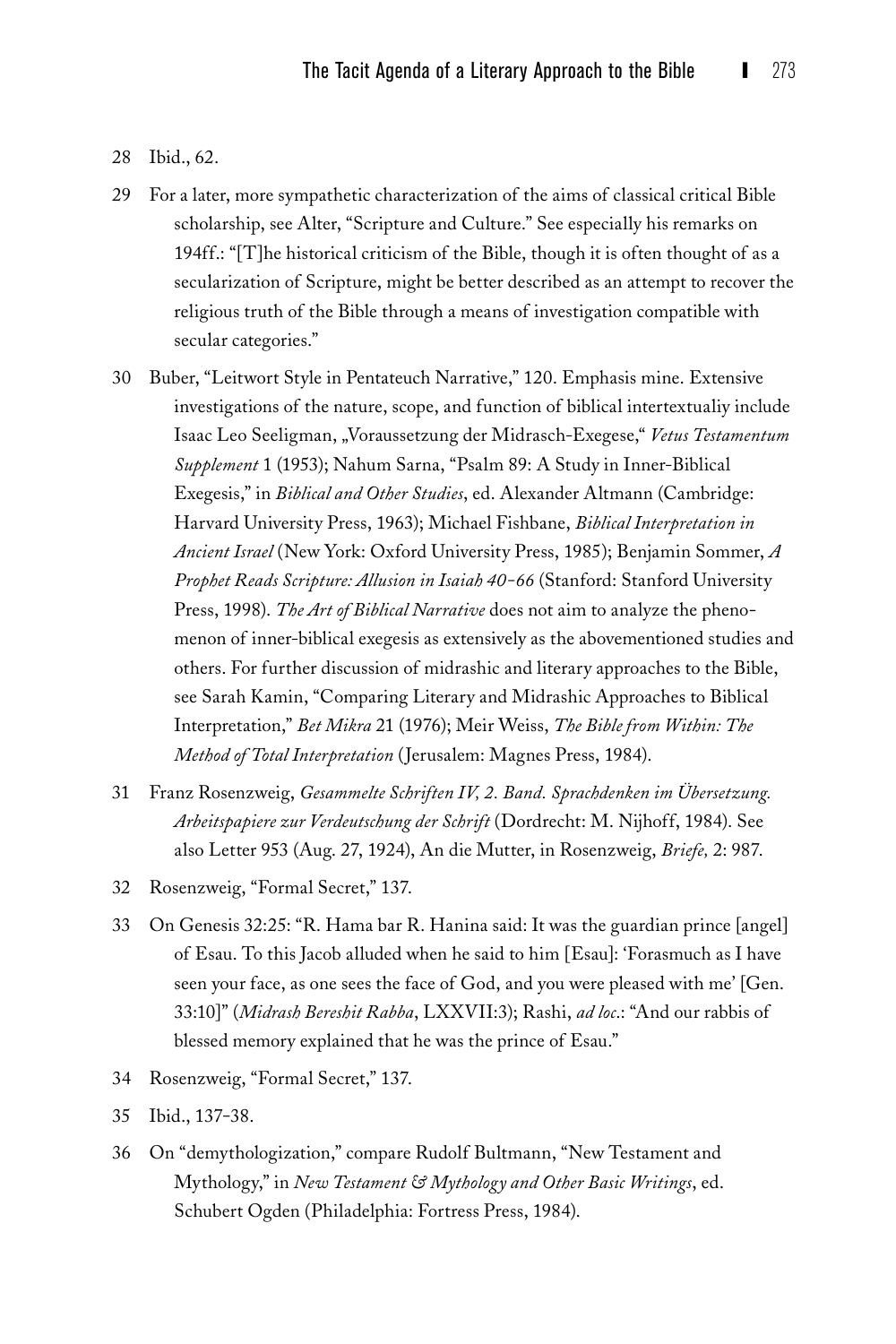28 Ibid., 62.

29 For a later, more sympathetic characterization of the aims of classical critical Bible scholarship, see Alter, "Scripture and Culture." See especially his remarks on 194ff.: "[T]he historical criticism of the Bible, though it is often thought of as a secularization of Scripture, might be better described as an attempt to recover the religious truth of the Bible through a means of investigation compatible with secular categories."

30 Buber, "Leitwort Style in Pentateuch Narrative," 120. Emphasis mine. Extensive investigations of the nature, scope, and function of biblical intertextualiy include Isaac Leo Seeligman, „Voraussetzung der Midrasch-Exegese," *Vetus Testamentum Supplement* 1 (1953); Nahum Sarna, "Psalm 89: A Study in Inner-Biblical Exegesis," in *Biblical and Other Studies*, ed. Alexander Altmann (Cambridge: Harvard University Press, 1963); Michael Fishbane, *Biblical Interpretation in Ancient Israel* (New York: Oxford University Press, 1985); Benjamin Sommer, *A Prophet Reads Scripture: Allusion in Isaiah 40–66* (Stanford: Stanford University Press, 1998). *The Art of Biblical Narrative* does not aim to analyze the phenomenon of inner-biblical exegesis as extensively as the abovementioned studies and others. For further discussion of midrashic and literary approaches to the Bible, see Sarah Kamin, "Comparing Literary and Midrashic Approaches to Biblical Interpretation," *Bet Mikra* 21 (1976); Meir Weiss, *The Bible from Within: The Method of Total Interpretation* (Jerusalem: Magnes Press, 1984).

31 Franz Rosenzweig, *Gesammelte Schriften IV, 2. Band. Sprachdenken im Übersetzung. Arbeitspapiere zur Verdeutschung der Schrift* (Dordrecht: M. Nijhoff, 1984). See also Letter 953 (Aug. 27, 1924), An die Mutter, in Rosenzweig, *Briefe,* 2: 987.

32 Rosenzweig, "Formal Secret," 137.

33 On Genesis 32:25: "R. Hama bar R. Hanina said: It was the guardian prince [angel] of Esau. To this Jacob alluded when he said to him [Esau]: 'Forasmuch as I have seen your face, as one sees the face of God, and you were pleased with me' [Gen. 33:10]" (*Midrash Bereshit Rabba*, LXXVII:3); Rashi, *ad loc*.: "And our rabbis of blessed memory explained that he was the prince of Esau."

34 Rosenzweig, "Formal Secret," 137.

35 Ibid., 137–38.

36 On "demythologization," compare Rudolf Bultmann, "New Testament and Mythology," in *New Testament & Mythology and Other Basic Writings*, ed. Schubert Ogden (Philadelphia: Fortress Press, 1984).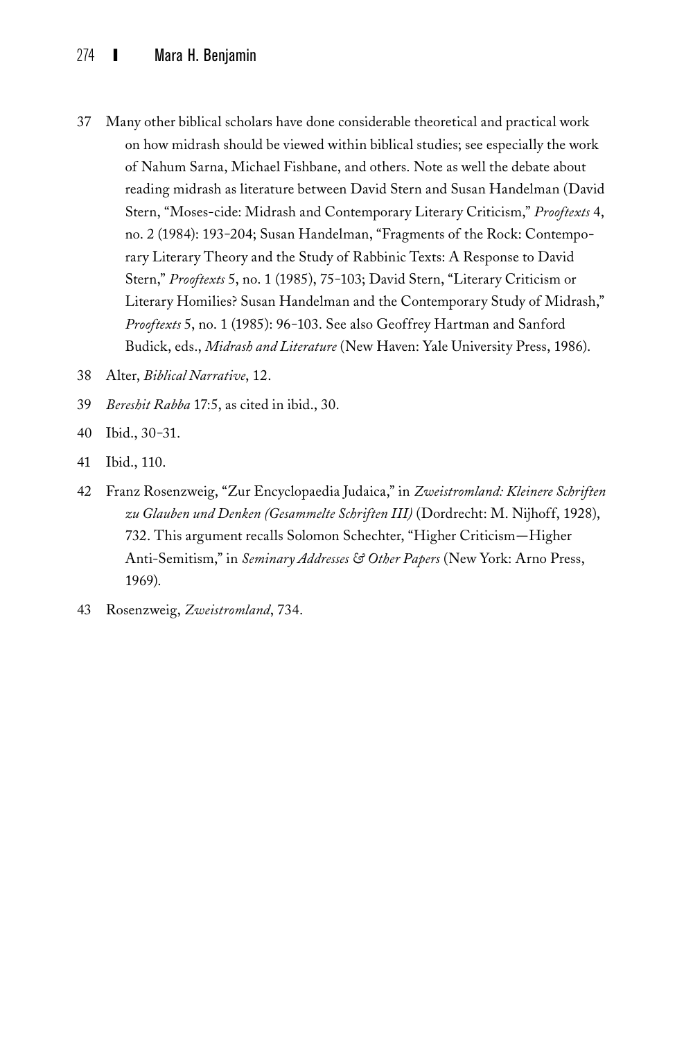37 Many other biblical scholars have done considerable theoretical and practical work on how midrash should be viewed within biblical studies; see especially the work of Nahum Sarna, Michael Fishbane, and others. Note as well the debate about reading midrash as literature between David Stern and Susan Handelman (David Stern, "Moses-cide: Midrash and Contemporary Literary Criticism," *Prooftexts* 4, no. 2 (1984): 193–204; Susan Handelman, "Fragments of the Rock: Contemporary Literary Theory and the Study of Rabbinic Texts: A Response to David Stern," *Prooftexts* 5, no. 1 (1985), 75–103; David Stern, "Literary Criticism or Literary Homilies? Susan Handelman and the Contemporary Study of Midrash," *Prooftexts* 5, no. 1 (1985): 96–103. See also Geoffrey Hartman and Sanford Budick, eds., *Midrash and Literature* (New Haven: Yale University Press, 1986).

38 Alter, *Biblical Narrative*, 12.

39 *Bereshit Rabba* 17:5, as cited in ibid., 30.

40 Ibid., 30–31.

41 Ibid., 110.

42 Franz Rosenzweig, "Zur Encyclopaedia Judaica," in *Zweistromland: Kleinere Schriften zu Glauben und Denken (Gesammelte Schriften III)* (Dordrecht: M. Nijhoff, 1928), 732. This argument recalls Solomon Schechter, "Higher Criticism—Higher Anti-Semitism," in *Seminary Addresses & Other Papers* (New York: Arno Press, 1969).

43 Rosenzweig, *Zweistromland*, 734.